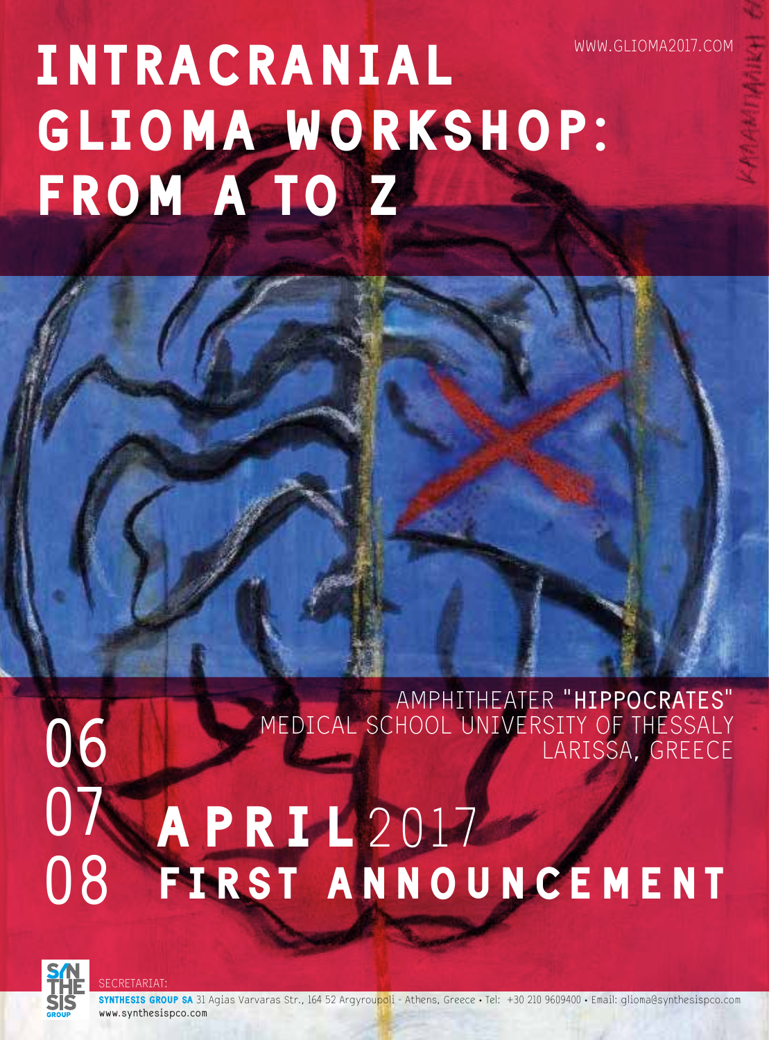WWW.GLIOMA2017.COM

# INTRACRANIAL GLIOMA WORKSHOP: FROM A TO Z

AMPHITHEATER "**HIPPOCRATES**"
MEDICAL SCHOOL UNIVERSITY OF THESSALY
LARISSA, GREECE

06
07
08 **APRIL** 2017

## FIRST ANNOUNCEMENT

SECRETARIAT:

**SYNTHESIS GROUP SA** 31 Agias Varvaras Str., 164 52 Argyroupoli - Athens, Greece • Tel: +30 210 9609400 • Email: glioma@synthesispco.com
www.synthesispco.com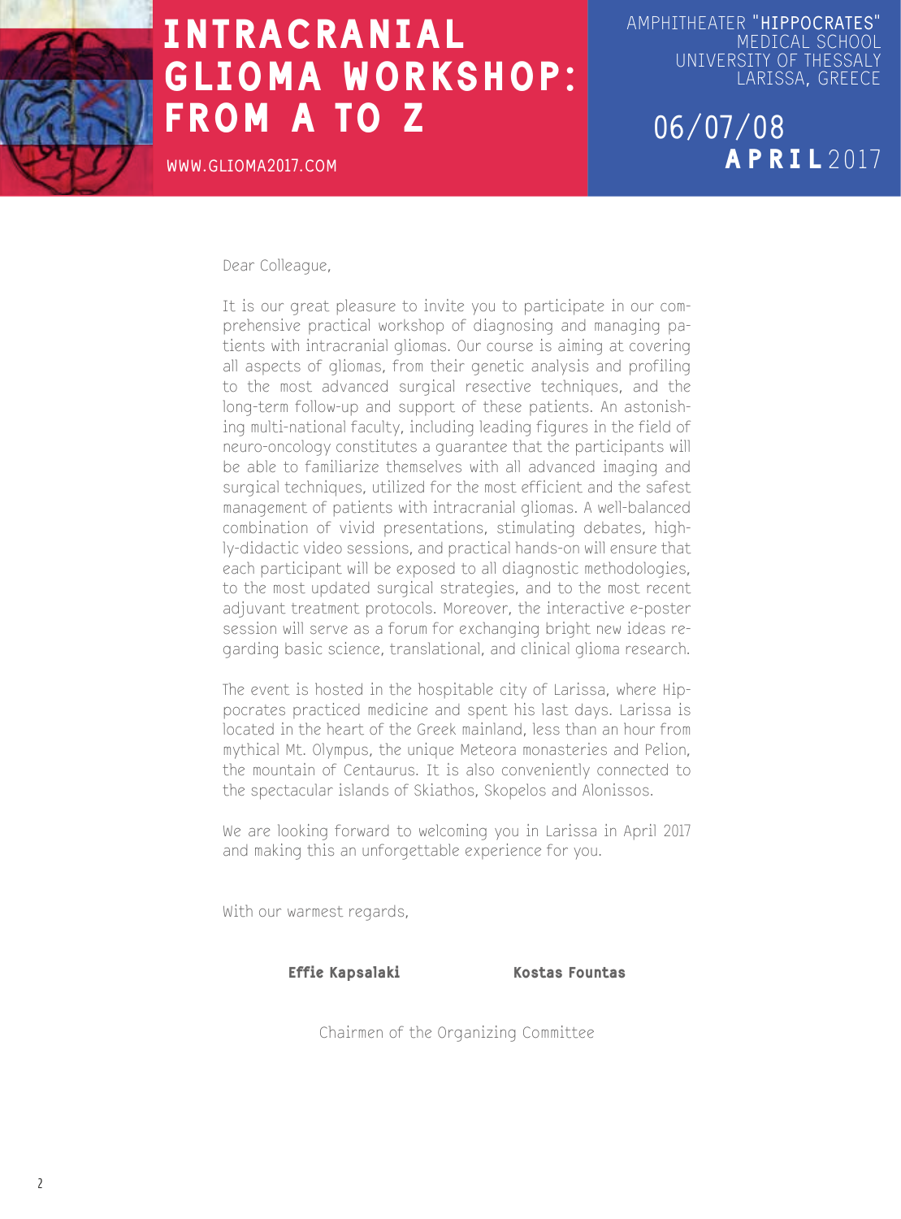# INTRACRANIAL GLIOMA WORKSHOP: FROM A TO Z

WWW.GLIOMA2017.COM

AMPHITHEATER "**HIPPOCRATES**"
MEDICAL SCHOOL
UNIVERSITY OF THESSALY
LARISSA, GREECE

06/07/08
**APRIL** 2017

Dear Colleague,

It is our great pleasure to invite you to participate in our comprehensive practical workshop of diagnosing and managing patients with intracranial gliomas. Our course is aiming at covering all aspects of gliomas, from their genetic analysis and profiling to the most advanced surgical resective techniques, and the long-term follow-up and support of these patients. An astonishing multi-national faculty, including leading figures in the field of neuro-oncology constitutes a guarantee that the participants will be able to familiarize themselves with all advanced imaging and surgical techniques, utilized for the most efficient and the safest management of patients with intracranial gliomas. A well-balanced combination of vivid presentations, stimulating debates, highly-didactic video sessions, and practical hands-on will ensure that each participant will be exposed to all diagnostic methodologies, to the most updated surgical strategies, and to the most recent adjuvant treatment protocols. Moreover, the interactive e-poster session will serve as a forum for exchanging bright new ideas regarding basic science, translational, and clinical glioma research.

The event is hosted in the hospitable city of Larissa, where Hippocrates practiced medicine and spent his last days. Larissa is located in the heart of the Greek mainland, less than an hour from mythical Mt. Olympus, the unique Meteora monasteries and Pelion, the mountain of Centaurus. It is also conveniently connected to the spectacular islands of Skiathos, Skopelos and Alonissos.

We are looking forward to welcoming you in Larissa in April 2017 and making this an unforgettable experience for you.

With our warmest regards,

**Effie Kapsalaki** **Kostas Fountas**

Chairmen of the Organizing Committee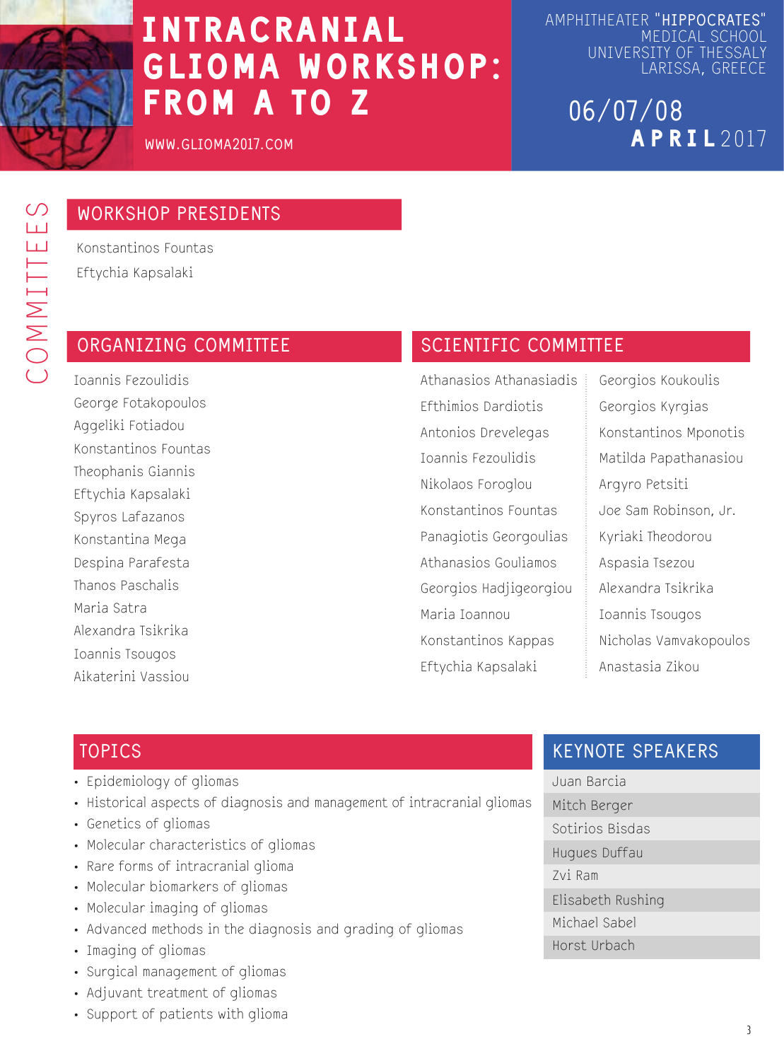# INTRACRANIAL GLIOMA WORKSHOP: FROM A TO Z

WWW.GLIOMA2017.COM

AMPHITHEATER "**HIPPOCRATES**"
MEDICAL SCHOOL
UNIVERSITY OF THESSALY
LARISSA, GREECE

06/07/08 **APRIL** 2017

# COMMITTEES

## WORKSHOP PRESIDENTS

Konstantinos Fountas
Eftychia Kapsalaki

## ORGANIZING COMMITTEE

Ioannis Fezoulidis
George Fotakopoulos
Aggeliki Fotiadou
Konstantinos Fountas
Theophanis Giannis
Eftychia Kapsalaki
Spyros Lafazanos
Konstantina Mega
Despina Parafesta
Thanos Paschalis
Maria Satra
Alexandra Tsikrika
Ioannis Tsougos
Aikaterini Vassiou

## SCIENTIFIC COMMITTEE

Athanasios Athanasiadis
Efthimios Dardiotis
Antonios Drevelegas
Ioannis Fezoulidis
Nikolaos Foroglou
Konstantinos Fountas
Panagiotis Georgoulias
Athanasios Gouliamos
Georgios Hadjigeorgiou
Maria Ioannou
Konstantinos Kappas
Eftychia Kapsalaki
Georgios Koukoulis
Georgios Kyrgias
Konstantinos Mponotis
Matilda Papathanasiou
Argyro Petsiti
Joe Sam Robinson, Jr.
Kyriaki Theodorou
Aspasia Tsezou
Alexandra Tsikrika
Ioannis Tsougos
Nicholas Vamvakopoulos
Anastasia Zikou

## TOPICS

- Epidemiology of gliomas
- Historical aspects of diagnosis and management of intracranial gliomas
- Genetics of gliomas
- Molecular characteristics of gliomas
- Rare forms of intracranial glioma
- Molecular biomarkers of gliomas
- Molecular imaging of gliomas
- Advanced methods in the diagnosis and grading of gliomas
- Imaging of gliomas
- Surgical management of gliomas
- Adjuvant treatment of gliomas
- Support of patients with glioma

## KEYNOTE SPEAKERS

Juan Barcia
Mitch Berger
Sotirios Bisdas
Hugues Duffau
Zvi Ram
Elisabeth Rushing
Michael Sabel
Horst Urbach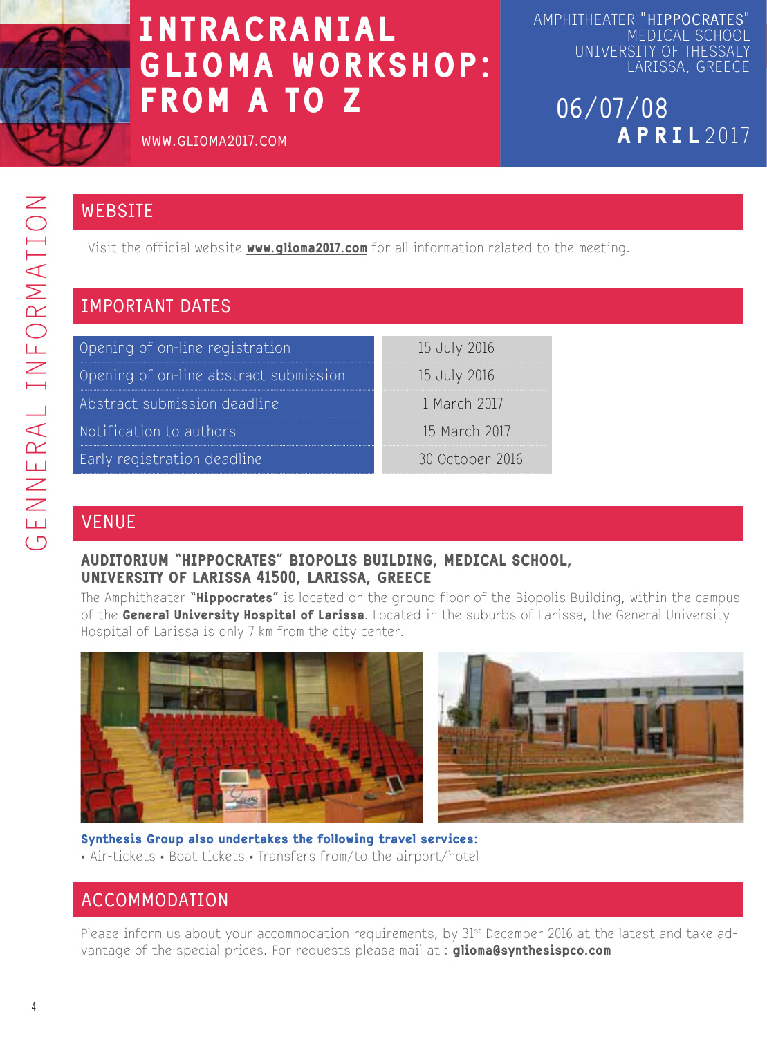# INTRACRANIAL GLIOMA WORKSHOP: FROM A TO Z

WWW.GLIOMA2017.COM

AMPHITHEATER "**HIPPOCRATES**"
MEDICAL SCHOOL
UNIVERSITY OF THESSALY
LARISSA, GREECE

06/07/08 **APRIL** 2017

GENNERAL INFORMATION

## WEBSITE

Visit the official website **www.glioma2017.com** for all information related to the meeting.

## IMPORTANT DATES

| | |
|---|---|
| Opening of on-line registration | 15 July 2016 |
| Opening of on-line abstract submission | 15 July 2016 |
| Abstract submission deadline | 1 March 2017 |
| Notification to authors | 15 March 2017 |
| Early registration deadline | 30 October 2016 |

## VENUE

### AUDITORIUM "HIPPOCRATES" BIOPOLIS BUILDING, MEDICAL SCHOOL, UNIVERSITY OF LARISSA 41500, LARISSA, GREECE

The Amphitheater **"Hippocrates"** is located on the ground floor of the Biopolis Building, within the campus of the **General University Hospital of Larissa**. Located in the suburbs of Larissa, the General University Hospital of Larissa is only 7 km from the city center.

**Synthesis Group also undertakes the following travel services:**

• Air-tickets • Boat tickets • Transfers from/to the airport/hotel

## ACCOMMODATION

Please inform us about your accommodation requirements, by 31st December 2016 at the latest and take advantage of the special prices. For requests please mail at : **glioma@synthesispco.com**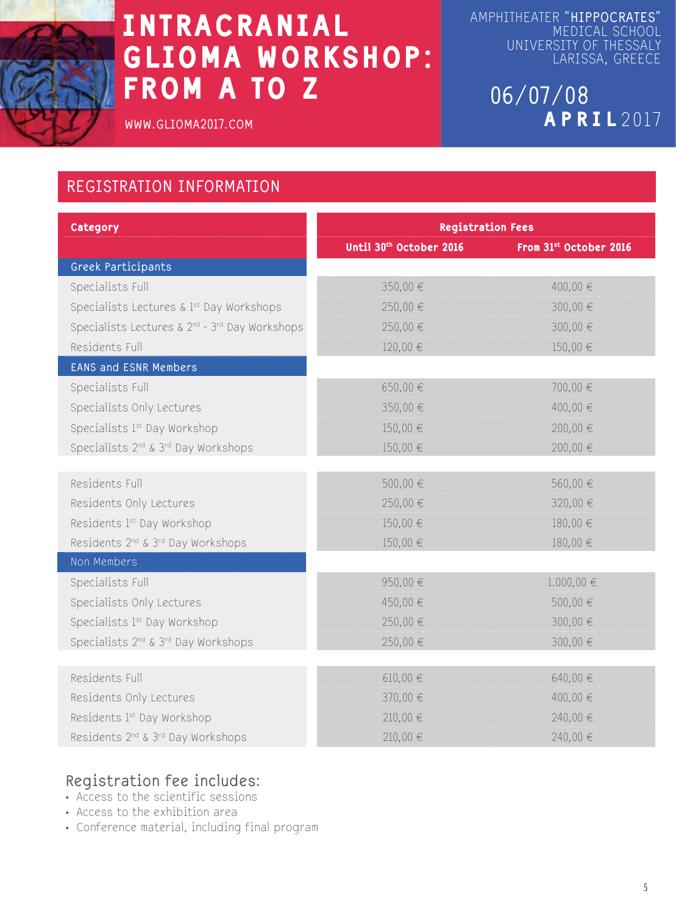# INTRACRANIAL GLIOMA WORKSHOP: FROM A TO Z

WWW.GLIOMA2017.COM

AMPHITHEATER "HIPPOCRATES"
MEDICAL SCHOOL
UNIVERSITY OF THESSALY
LARISSA, GREECE

06/07/08
**APRIL** 2017

## REGISTRATION INFORMATION

| Category | Registration Fees | |
|---|---|---|
| | **Until 30th October 2016** | **From 31st October 2016** |
| **Greek Participants** | | |
| Specialists Full | 350,00 € | 400,00 € |
| Specialists Lectures & 1st Day Workshops | 250,00 € | 300,00 € |
| Specialists Lectures & 2nd - 3rd Day Workshops | 250,00 € | 300,00 € |
| Residents Full | 120,00 € | 150,00 € |
| **EANS and ESNR Members** | | |
| Specialists Full | 650,00 € | 700,00 € |
| Specialists Only Lectures | 350,00 € | 400,00 € |
| Specialists 1st Day Workshop | 150,00 € | 200,00 € |
| Specialists 2nd & 3rd Day Workshops | 150,00 € | 200,00 € |
| Residents Full | 500,00 € | 560,00 € |
| Residents Only Lectures | 250,00 € | 320,00 € |
| Residents 1st Day Workshop | 150,00 € | 180,00 € |
| Residents 2nd & 3rd Day Workshops | 150,00 € | 180,00 € |
| **Non Members** | | |
| Specialists Full | 950,00 € | 1.000,00 € |
| Specialists Only Lectures | 450,00 € | 500,00 € |
| Specialists 1st Day Workshop | 250,00 € | 300,00 € |
| Specialists 2nd & 3rd Day Workshops | 250,00 € | 300,00 € |
| Residents Full | 610,00 € | 640,00 € |
| Residents Only Lectures | 370,00 € | 400,00 € |
| Residents 1st Day Workshop | 210,00 € | 240,00 € |
| Residents 2nd & 3rd Day Workshops | 210,00 € | 240,00 € |

### Registration fee includes:

- Access to the scientific sessions
- Access to the exhibition area
- Conference material, including final program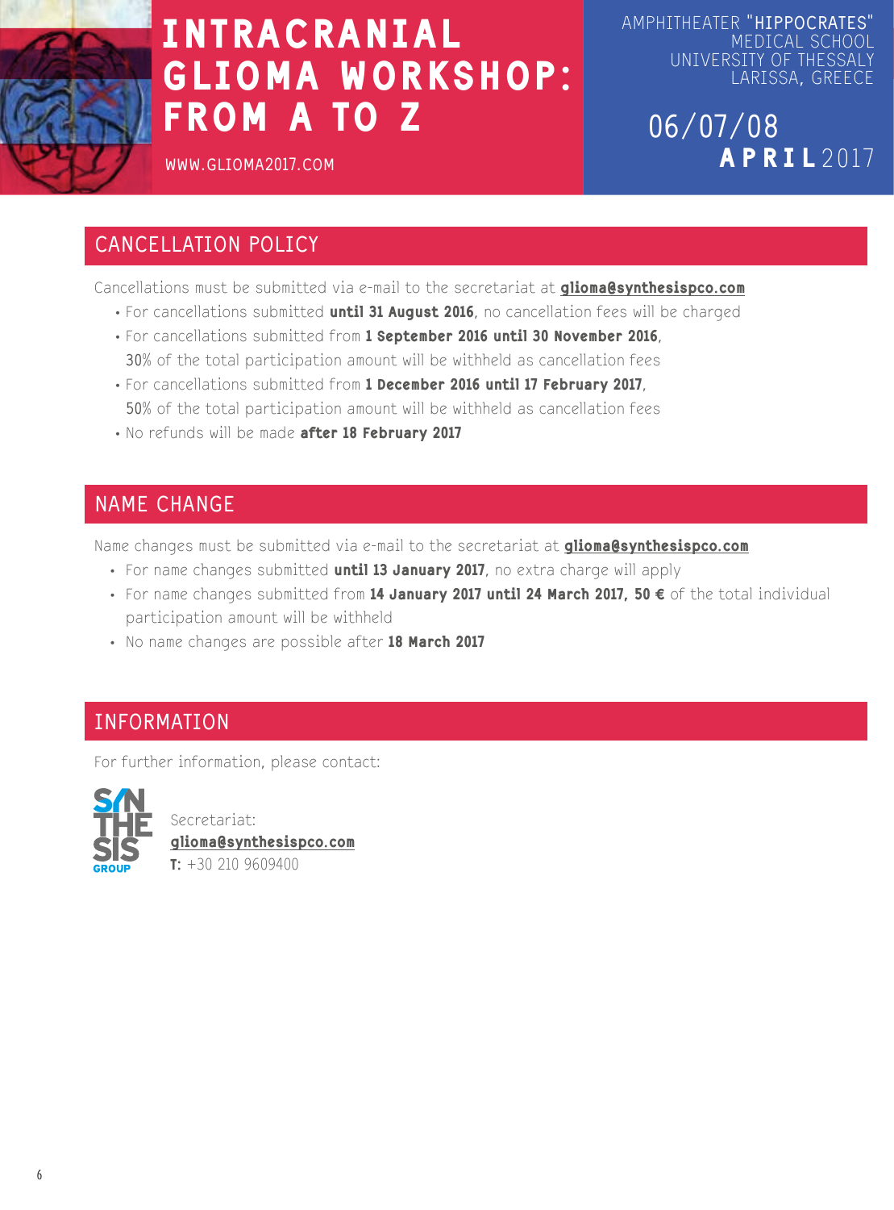# INTRACRANIAL GLIOMA WORKSHOP: FROM A TO Z

WWW.GLIOMA2017.COM

AMPHITHEATER "**HIPPOCRATES**"
MEDICAL SCHOOL
UNIVERSITY OF THESSALY
LARISSA, GREECE

06/07/08 **APRIL** 2017

## CANCELLATION POLICY

Cancellations must be submitted via e-mail to the secretariat at **gliomа@synthesispco.com**

- For cancellations submitted **until 31 August 2016**, no cancellation fees will be charged
- For cancellations submitted from **1 September 2016 until 30 November 2016**, 30% of the total participation amount will be withheld as cancellation fees
- For cancellations submitted from **1 December 2016 until 17 February 2017**, 50% of the total participation amount will be withheld as cancellation fees
- No refunds will be made **after 18 February 2017**

## NAME CHANGE

Name changes must be submitted via e-mail to the secretariat at **glioma@synthesispco.com**

- For name changes submitted **until 13 January 2017**, no extra charge will apply
- For name changes submitted from **14 January 2017 until 24 March 2017, 50 €** of the total individual participation amount will be withheld
- No name changes are possible after **18 March 2017**

## INFORMATION

For further information, please contact:

SYNTHESIS GROUP

Secretariat:
**glioma@synthesispco.com**
**T:** +30 210 9609400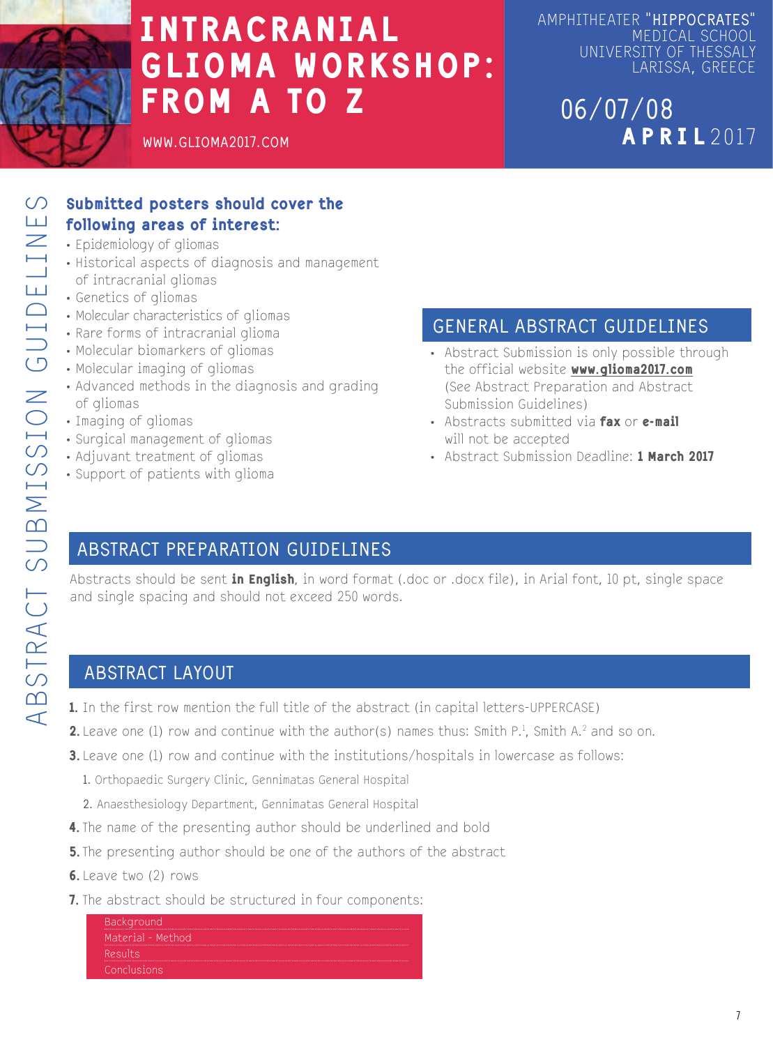# INTRACRANIAL GLIOMA WORKSHOP: FROM A TO Z

WWW.GLIOMA2017.COM

AMPHITHEATER "**HIPPOCRATES**"
MEDICAL SCHOOL
UNIVERSITY OF THESSALY
LARISSA, GREECE

06/07/08
**APRIL** 2017

## ABSTRACT SUBMISSION GUIDELINES

**Submitted posters should cover the following areas of interest:**

- Epidemiology of gliomas
- Historical aspects of diagnosis and management of intracranial gliomas
- Genetics of gliomas
- Molecular characteristics of gliomas
- Rare forms of intracranial glioma
- Molecular biomarkers of gliomas
- Molecular imaging of gliomas
- Advanced methods in the diagnosis and grading of gliomas
- Imaging of gliomas
- Surgical management of gliomas
- Adjuvant treatment of gliomas
- Support of patients with glioma

### GENERAL ABSTRACT GUIDELINES

- Abstract Submission is only possible through the official website **www.glioma2017.com** (See Abstract Preparation and Abstract Submission Guidelines)
- Abstracts submitted via **fax** or **e-mail** will not be accepted
- Abstract Submission Deadline: **1 March 2017**

### ABSTRACT PREPARATION GUIDELINES

Abstracts should be sent **in English**, in word format (.doc or .docx file), in Arial font, 10 pt, single space and single spacing and should not exceed 250 words.

### ABSTRACT LAYOUT

1. In the first row mention the full title of the abstract (in capital letters-UPPERCASE)
2. Leave one (1) row and continue with the author(s) names thus: Smith P.[1], Smith A.[2] and so on.
3. Leave one (1) row and continue with the institutions/hospitals in lowercase as follows:
   1. Orthopaedic Surgery Clinic, Gennimatas General Hospital
   2. Anaesthesiology Department, Gennimatas General Hospital
4. The name of the presenting author should be underlined and bold
5. The presenting author should be one of the authors of the abstract
6. Leave two (2) rows
7. The abstract should be structured in four components:
   - Background
   - Material - Method
   - Results
   - Conclusions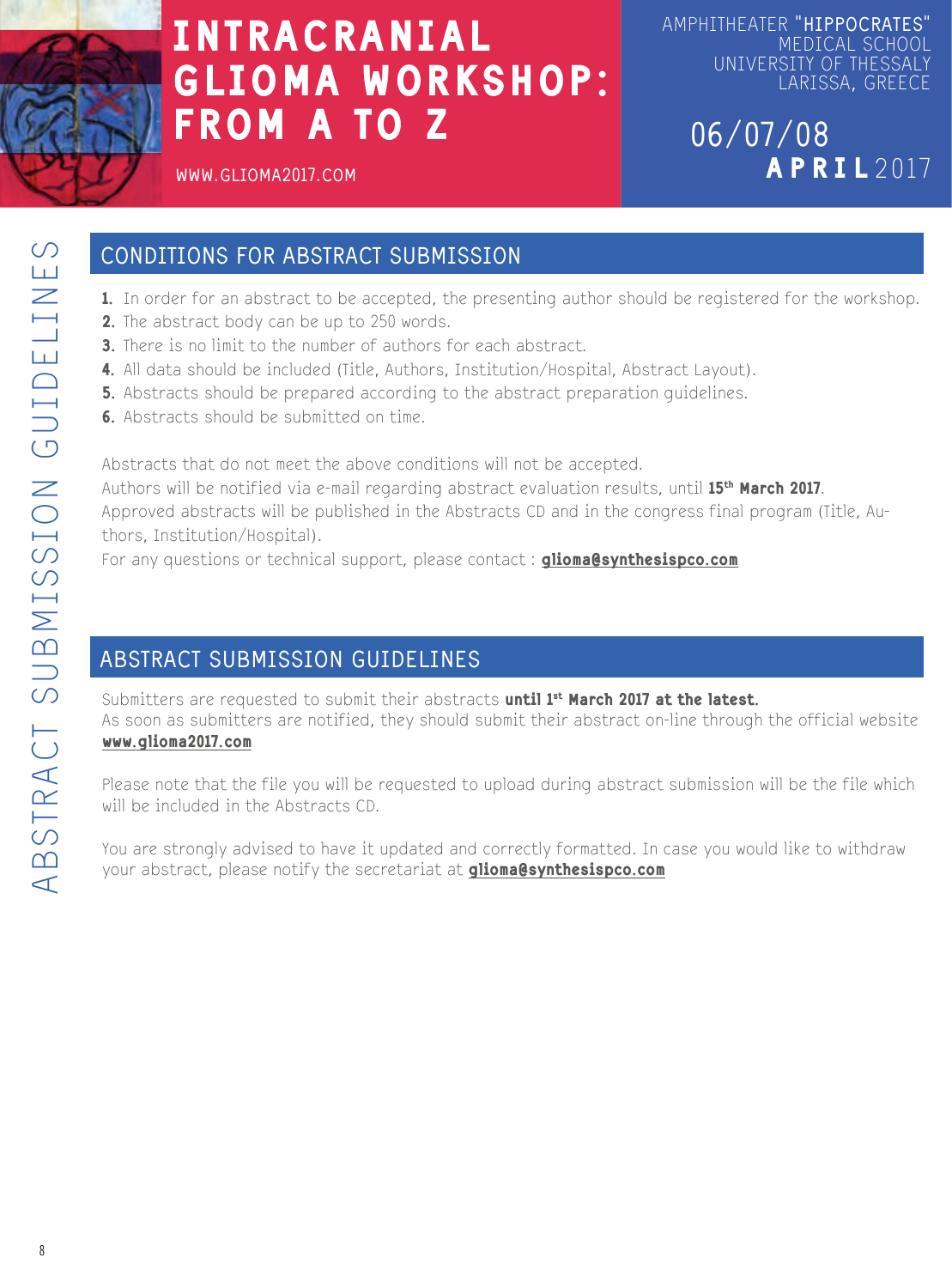## ABSTRACT SUBMISSION GUIDELINES

### CONDITIONS FOR ABSTRACT SUBMISSION

1. In order for an abstract to be accepted, the presenting author should be registered for the workshop.
2. The abstract body can be up to 250 words.
3. There is no limit to the number of authors for each abstract.
4. All data should be included (Title, Authors, Institution/Hospital, Abstract Layout).
5. Abstracts should be prepared according to the abstract preparation guidelines.
6. Abstracts should be submitted on time.

Abstracts that do not meet the above conditions will not be accepted.
Authors will be notified via e-mail regarding abstract evaluation results, until **15th March 2017**.
Approved abstracts will be published in the Abstracts CD and in the congress final program (Title, Authors, Institution/Hospital).
For any questions or technical support, please contact : **gliomasynthesispco.com**

### ABSTRACT SUBMISSION GUIDELINES

Submitters are requested to submit their abstracts **until 1st March 2017 at the latest.**
As soon as submitters are notified, they should submit their abstract on-line through the official website **www.glioma2017.com**

Please note that the file you will be requested to upload during abstract submission will be the file which will be included in the Abstracts CD.

You are strongly advised to have it updated and correctly formatted. In case you would like to withdraw your abstract, please notify the secretariat at **gliomasynthesispco.com**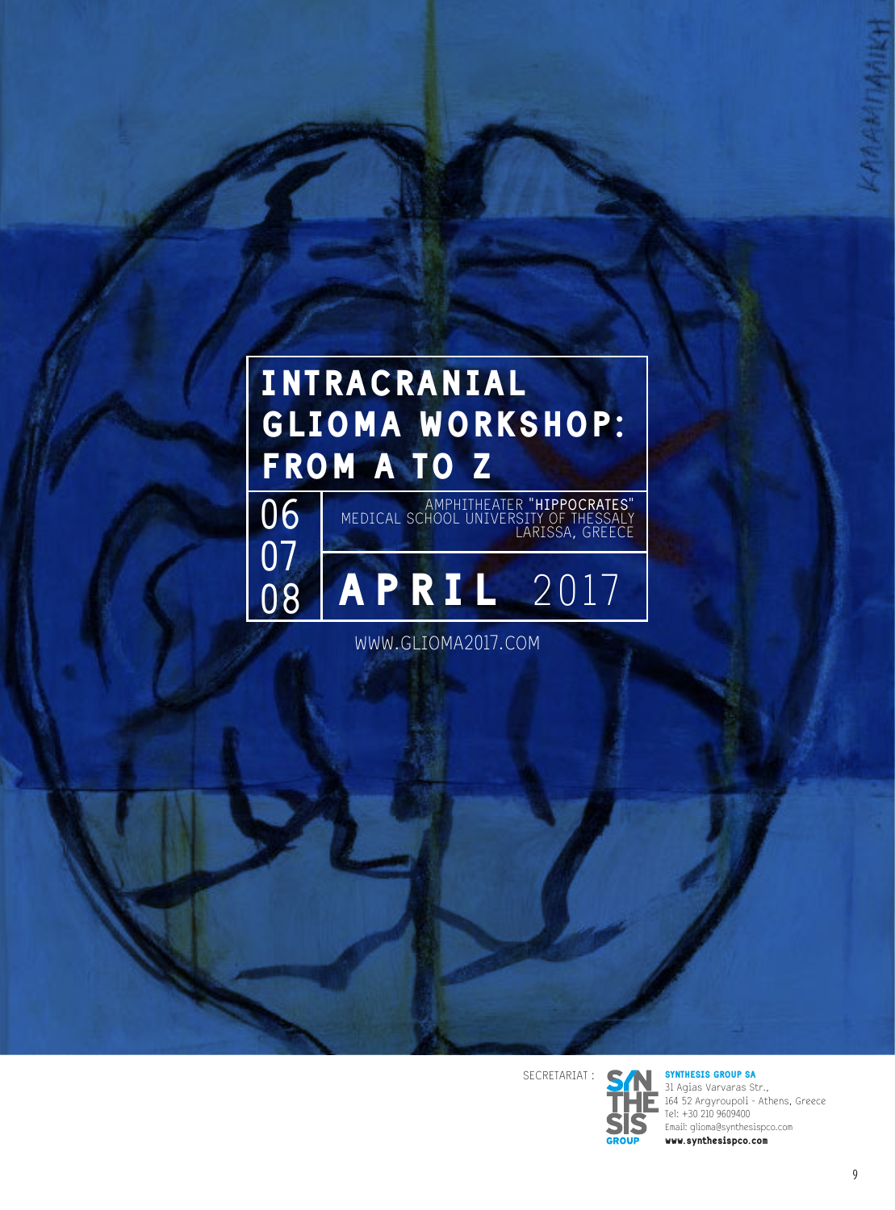# INTRACRANIAL GLIOMA WORKSHOP: FROM A TO Z

06
07
08

AMPHITHEATER "**HIPPOCRATES**"
MEDICAL SCHOOL UNIVERSITY OF THESSALY
LARISSA, GREECE

**APRIL** 2017

WWW.GLIOMA2017.COM

SECRETARIAT :

**SYNTHESIS GROUP SA**
31 Agias Varvaras Str.,
164 52 Argyroupoli - Athens, Greece
Tel: +30 210 9609400
Email: glioma@synthesispco.com
**www.synthesispco.com**